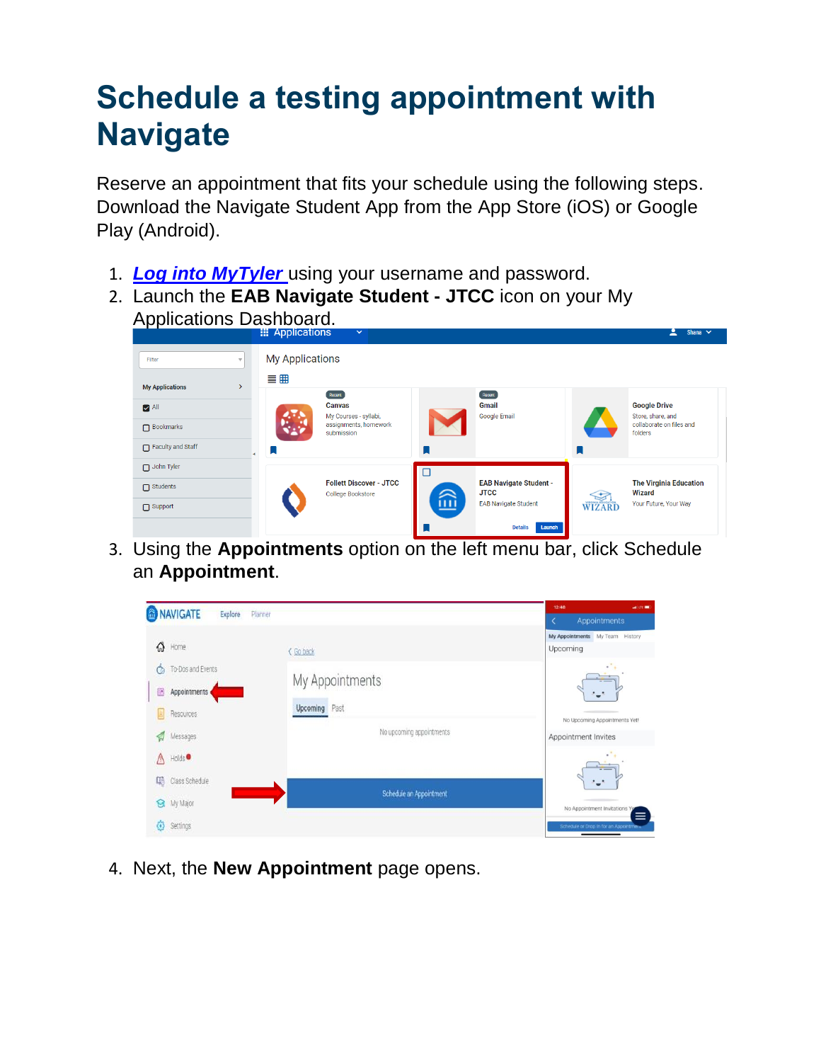# Schedule a testing appointment with Navigate

Reserve an appointment that fits your schedule using the following steps. Download the Navigate Student App from the App Store (iOS) or Google Play (Android).

1. ***Log into MyTyler*** using your username and password.
2. Launch the **EAB Navigate Student - JTCC** icon on your My Applications Dashboard.
3. Using the **Appointments** option on the left menu bar, click Schedule an **Appointment**.
4. Next, the **New Appointment** page opens.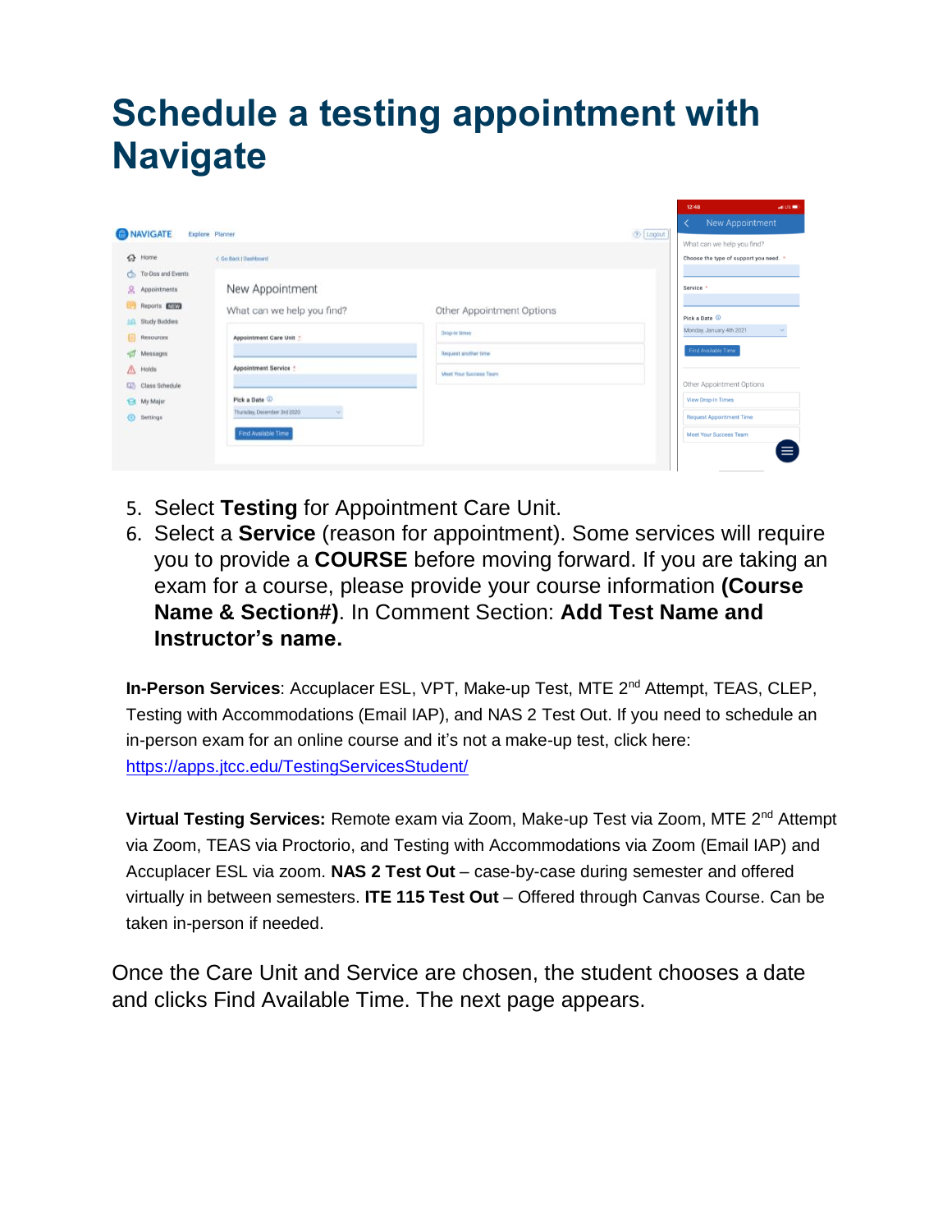# Schedule a testing appointment with Navigate

5. Select **Testing** for Appointment Care Unit.
6. Select a **Service** (reason for appointment). Some services will require you to provide a **COURSE** before moving forward. If you are taking an exam for a course, please provide your course information **(Course Name & Section#)**. In Comment Section: **Add Test Name and Instructor's name.**

**In-Person Services**: Accuplacer ESL, VPT, Make-up Test, MTE 2nd Attempt, TEAS, CLEP, Testing with Accommodations (Email IAP), and NAS 2 Test Out. If you need to schedule an in-person exam for an online course and it's not a make-up test, click here: https://apps.jtcc.edu/TestingServicesStudent/

**Virtual Testing Services:** Remote exam via Zoom, Make-up Test via Zoom, MTE 2nd Attempt via Zoom, TEAS via Proctorio, and Testing with Accommodations via Zoom (Email IAP) and Accuplacer ESL via zoom. **NAS 2 Test Out** – case-by-case during semester and offered virtually in between semesters. **ITE 115 Test Out** – Offered through Canvas Course. Can be taken in-person if needed.

Once the Care Unit and Service are chosen, the student chooses a date and clicks Find Available Time. The next page appears.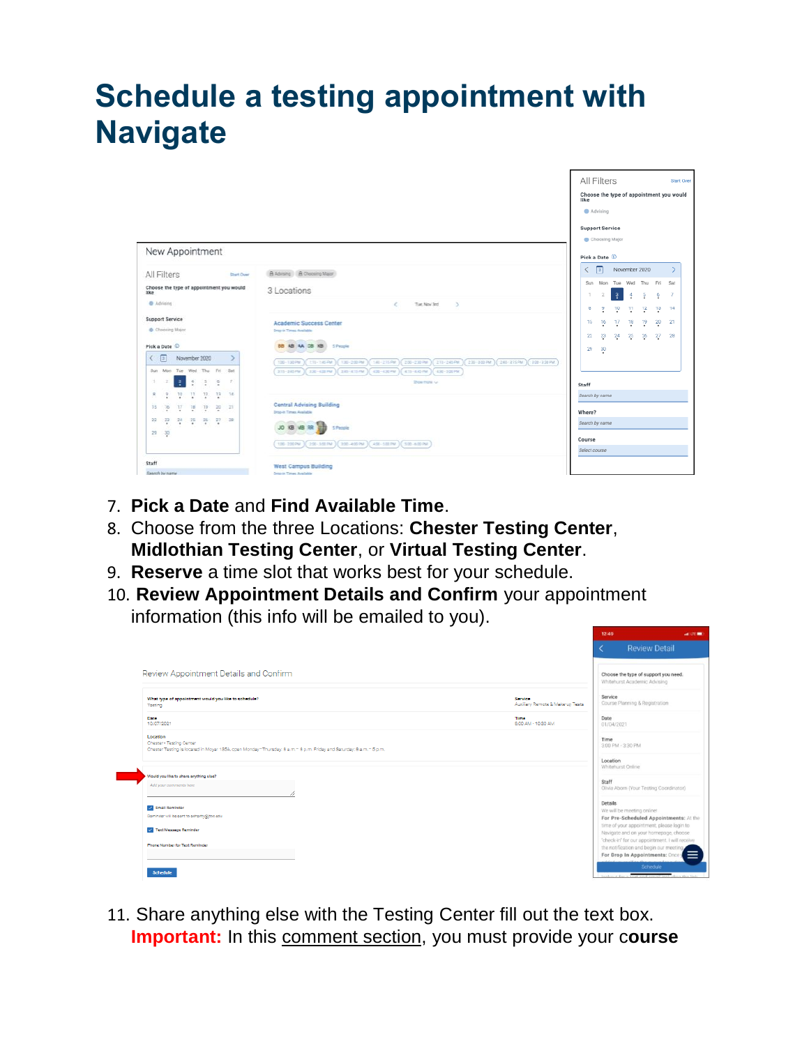# Schedule a testing appointment with Navigate

7. **Pick a Date** and **Find Available Time**.
8. Choose from the three Locations: **Chester Testing Center**, **Midlothian Testing Center**, or **Virtual Testing Center**.
9. **Reserve** a time slot that works best for your schedule.
10. **Review Appointment Details and Confirm** your appointment information (this info will be emailed to you).

11. Share anything else with the Testing Center fill out the text box. **Important:** In this comment section, you must provide your c**ourse**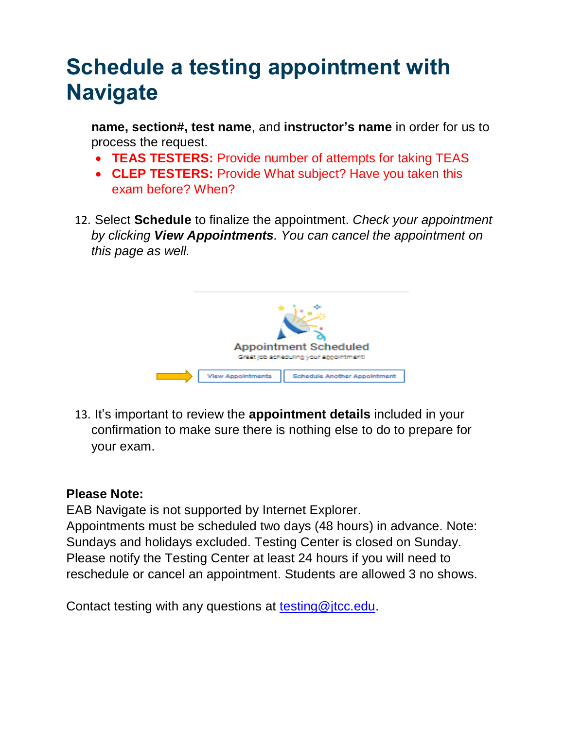# Schedule a testing appointment with Navigate

**name, section#, test name**, and **instructor's name** in order for us to process the request.

- **TEAS TESTERS:** Provide number of attempts for taking TEAS
- **CLEP TESTERS:** Provide What subject? Have you taken this exam before? When?

12. Select **Schedule** to finalize the appointment. *Check your appointment by clicking **View Appointments**. You can cancel the appointment on this page as well.*

Appointment Scheduled

Great job scheduling your appointment!

View Appointments

Schedule Another Appointment

13. It's important to review the **appointment details** included in your confirmation to make sure there is nothing else to do to prepare for your exam.

**Please Note:**

EAB Navigate is not supported by Internet Explorer.

Appointments must be scheduled two days (48 hours) in advance. Note: Sundays and holidays excluded. Testing Center is closed on Sunday.

Please notify the Testing Center at least 24 hours if you will need to reschedule or cancel an appointment. Students are allowed 3 no shows.

Contact testing with any questions at testing@jtcc.edu.